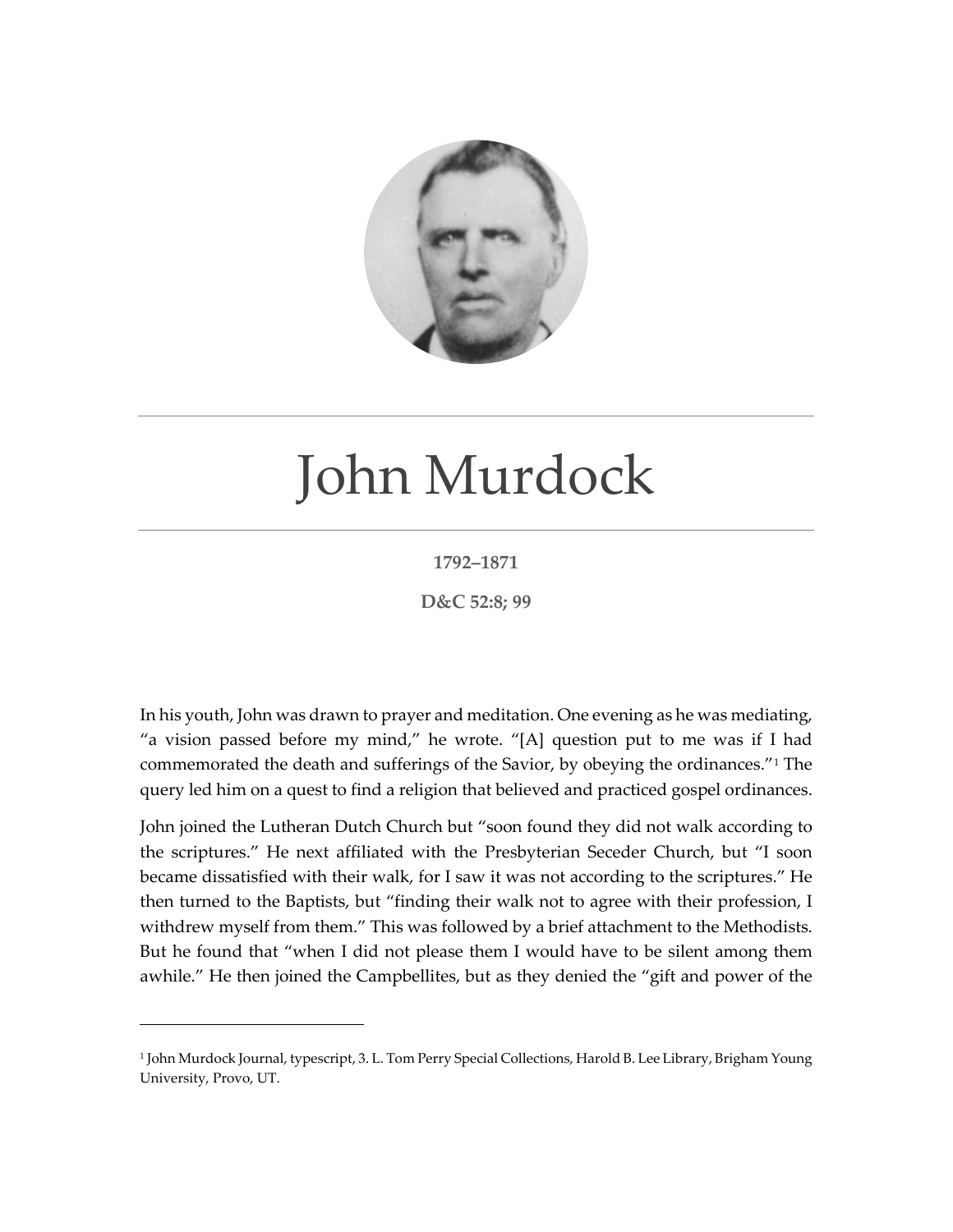# John Murdock

**1792–1871**

**D&C 52:8; 99**

In his youth, John was drawn to prayer and meditation. One evening as he was mediating, "a vision passed before my mind," he wrote. "[A] question put to me was if I had commemorated the death and sufferings of the Savior, by obeying the ordinances."[1] The query led him on a quest to find a religion that believed and practiced gospel ordinances.

John joined the Lutheran Dutch Church but "soon found they did not walk according to the scriptures." He next affiliated with the Presbyterian Seceder Church, but "I soon became dissatisfied with their walk, for I saw it was not according to the scriptures." He then turned to the Baptists, but "finding their walk not to agree with their profession, I withdrew myself from them." This was followed by a brief attachment to the Methodists. But he found that "when I did not please them I would have to be silent among them awhile." He then joined the Campbellites, but as they denied the "gift and power of the

---

[1] John Murdock Journal, typescript, 3. L. Tom Perry Special Collections, Harold B. Lee Library, Brigham Young University, Provo, UT.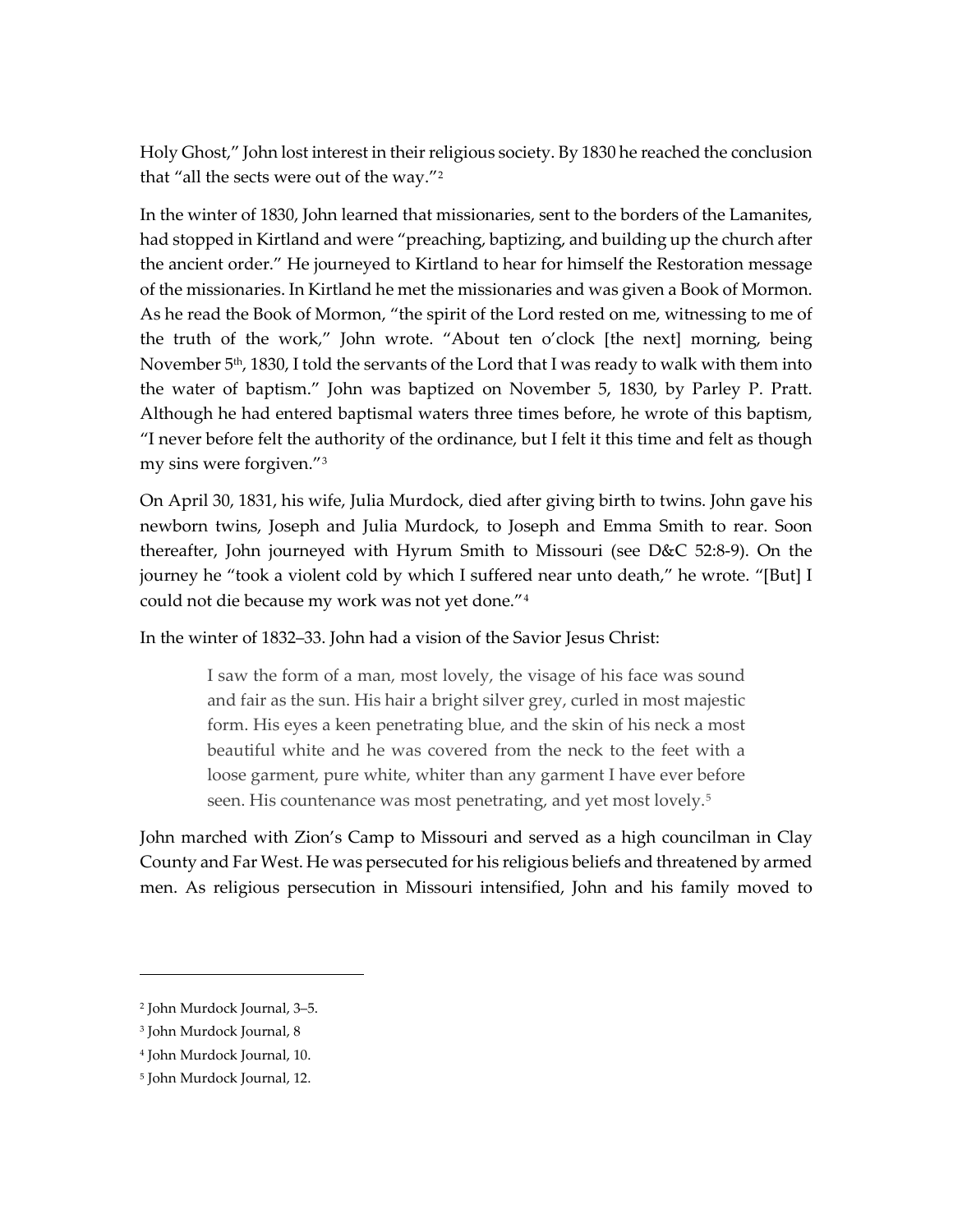Holy Ghost," John lost interest in their religious society. By 1830 he reached the conclusion that "all the sects were out of the way."[2]

In the winter of 1830, John learned that missionaries, sent to the borders of the Lamanites, had stopped in Kirtland and were "preaching, baptizing, and building up the church after the ancient order." He journeyed to Kirtland to hear for himself the Restoration message of the missionaries. In Kirtland he met the missionaries and was given a Book of Mormon. As he read the Book of Mormon, "the spirit of the Lord rested on me, witnessing to me of the truth of the work," John wrote. "About ten o'clock [the next] morning, being November 5th, 1830, I told the servants of the Lord that I was ready to walk with them into the water of baptism." John was baptized on November 5, 1830, by Parley P. Pratt. Although he had entered baptismal waters three times before, he wrote of this baptism, "I never before felt the authority of the ordinance, but I felt it this time and felt as though my sins were forgiven."[3]

On April 30, 1831, his wife, Julia Murdock, died after giving birth to twins. John gave his newborn twins, Joseph and Julia Murdock, to Joseph and Emma Smith to rear. Soon thereafter, John journeyed with Hyrum Smith to Missouri (see D&C 52:8-9). On the journey he "took a violent cold by which I suffered near unto death," he wrote. "[But] I could not die because my work was not yet done."[4]

In the winter of 1832–33. John had a vision of the Savior Jesus Christ:

> I saw the form of a man, most lovely, the visage of his face was sound and fair as the sun. His hair a bright silver grey, curled in most majestic form. His eyes a keen penetrating blue, and the skin of his neck a most beautiful white and he was covered from the neck to the feet with a loose garment, pure white, whiter than any garment I have ever before seen. His countenance was most penetrating, and yet most lovely.[5]

John marched with Zion's Camp to Missouri and served as a high councilman in Clay County and Far West. He was persecuted for his religious beliefs and threatened by armed men. As religious persecution in Missouri intensified, John and his family moved to

---

[2] John Murdock Journal, 3–5.

[3] John Murdock Journal, 8

[4] John Murdock Journal, 10.

[5] John Murdock Journal, 12.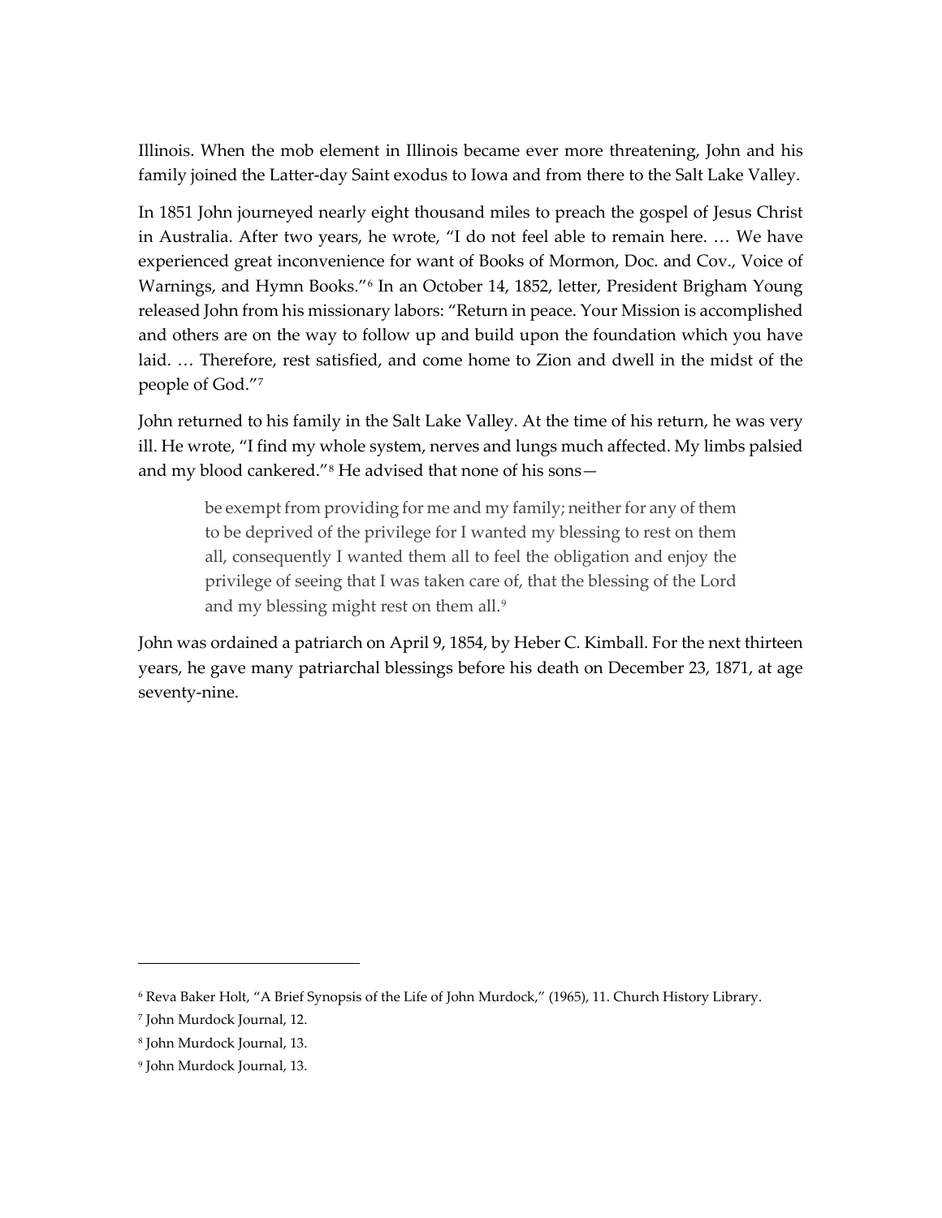Illinois. When the mob element in Illinois became ever more threatening, John and his family joined the Latter-day Saint exodus to Iowa and from there to the Salt Lake Valley.

In 1851 John journeyed nearly eight thousand miles to preach the gospel of Jesus Christ in Australia. After two years, he wrote, "I do not feel able to remain here. … We have experienced great inconvenience for want of Books of Mormon, Doc. and Cov., Voice of Warnings, and Hymn Books."[6] In an October 14, 1852, letter, President Brigham Young released John from his missionary labors: "Return in peace. Your Mission is accomplished and others are on the way to follow up and build upon the foundation which you have laid. … Therefore, rest satisfied, and come home to Zion and dwell in the midst of the people of God."[7]

John returned to his family in the Salt Lake Valley. At the time of his return, he was very ill. He wrote, "I find my whole system, nerves and lungs much affected. My limbs palsied and my blood cankered."[8] He advised that none of his sons—

> be exempt from providing for me and my family; neither for any of them to be deprived of the privilege for I wanted my blessing to rest on them all, consequently I wanted them all to feel the obligation and enjoy the privilege of seeing that I was taken care of, that the blessing of the Lord and my blessing might rest on them all.[9]

John was ordained a patriarch on April 9, 1854, by Heber C. Kimball. For the next thirteen years, he gave many patriarchal blessings before his death on December 23, 1871, at age seventy-nine.

---

[6] Reva Baker Holt, "A Brief Synopsis of the Life of John Murdock," (1965), 11. Church History Library.

[7] John Murdock Journal, 12.

[8] John Murdock Journal, 13.

[9] John Murdock Journal, 13.